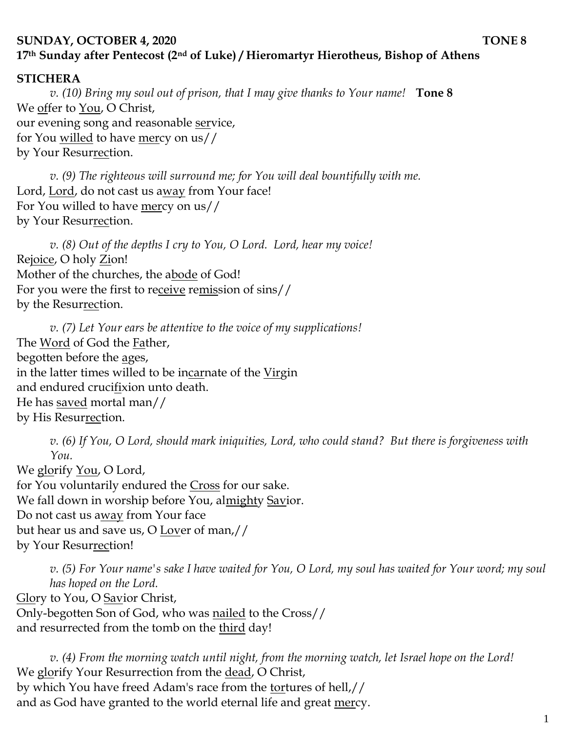**SUNDAY, OCTOBER 4, 2020 TONE 8**
**17th Sunday after Pentecost (2nd of Luke) / Hieromartyr Hierotheus, Bishop of Athens**

**STICHERA**

*v. (10) Bring my soul out of prison, that I may give thanks to Your name!* **Tone 8**
We offer to You, O Christ,
our evening song and reasonable service,
for You willed to have mercy on us//
by Your Resurrection.

*v. (9) The righteous will surround me; for You will deal bountifully with me.*
Lord, Lord, do not cast us away from Your face!
For You willed to have mercy on us//
by Your Resurrection.

*v. (8) Out of the depths I cry to You, O Lord. Lord, hear my voice!*
Rejoice, O holy Zion!
Mother of the churches, the abode of God!
For you were the first to receive remission of sins//
by the Resurrection.

*v. (7) Let Your ears be attentive to the voice of my supplications!*
The Word of God the Father,
begotten before the ages,
in the latter times willed to be incarnate of the Virgin
and endured crucifixion unto death.
He has saved mortal man//
by His Resurrection.

*v. (6) If You, O Lord, should mark iniquities, Lord, who could stand? But there is forgiveness with You.*
We glorify You, O Lord,
for You voluntarily endured the Cross for our sake.
We fall down in worship before You, almighty Savior.
Do not cast us away from Your face
but hear us and save us, O Lover of man,//
by Your Resurrection!

*v. (5) For Your name's sake I have waited for You, O Lord, my soul has waited for Your word; my soul has hoped on the Lord.*
Glory to You, O Savior Christ,
Only-begotten Son of God, who was nailed to the Cross//
and resurrected from the tomb on the third day!

*v. (4) From the morning watch until night, from the morning watch, let Israel hope on the Lord!*
We glorify Your Resurrection from the dead, O Christ,
by which You have freed Adam's race from the tortures of hell,//
and as God have granted to the world eternal life and great mercy.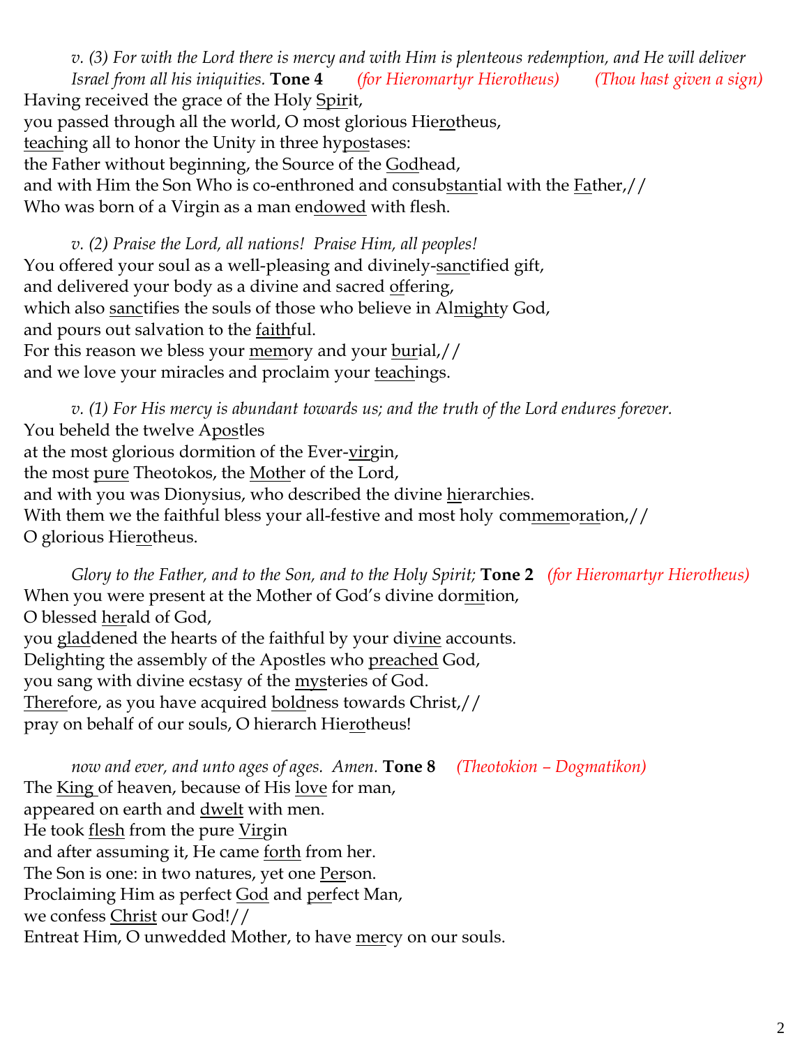*v. (3) For with the Lord there is mercy and with Him is plenteous redemption, and He will deliver Israel from all his iniquities.* **Tone 4** *(for Hieromartyr Hierotheus)* *(Thou hast given a sign)*

Having received the grace of the Holy Spirit,
you passed through all the world, O most glorious Hierotheus,
teaching all to honor the Unity in three hypostases:
the Father without beginning, the Source of the Godhead,
and with Him the Son Who is co-enthroned and consubstantial with the Father,//
Who was born of a Virgin as a man endowed with flesh.

*v. (2) Praise the Lord, all nations! Praise Him, all peoples!*

You offered your soul as a well-pleasing and divinely-sanctified gift,
and delivered your body as a divine and sacred offering,
which also sanctifies the souls of those who believe in Almighty God,
and pours out salvation to the faithful.
For this reason we bless your memory and your burial,//
and we love your miracles and proclaim your teachings.

*v. (1) For His mercy is abundant towards us; and the truth of the Lord endures forever.*

You beheld the twelve Apostles
at the most glorious dormition of the Ever-virgin,
the most pure Theotokos, the Mother of the Lord,
and with you was Dionysius, who described the divine hierarchies.
With them we the faithful bless your all-festive and most holy commemoration,//
O glorious Hierotheus.

*Glory to the Father, and to the Son, and to the Holy Spirit;* **Tone 2** *(for Hieromartyr Hierotheus)*

When you were present at the Mother of God's divine dormition,
O blessed herald of God,
you gladdened the hearts of the faithful by your divine accounts.
Delighting the assembly of the Apostles who preached God,
you sang with divine ecstasy of the mysteries of God.
Therefore, as you have acquired boldness towards Christ,//
pray on behalf of our souls, O hierarch Hierotheus!

*now and ever, and unto ages of ages. Amen.* **Tone 8** *(Theotokion – Dogmatikon)*

The King of heaven, because of His love for man,
appeared on earth and dwelt with men.
He took flesh from the pure Virgin
and after assuming it, He came forth from her.
The Son is one: in two natures, yet one Person.
Proclaiming Him as perfect God and perfect Man,
we confess Christ our God!//
Entreat Him, O unwedded Mother, to have mercy on our souls.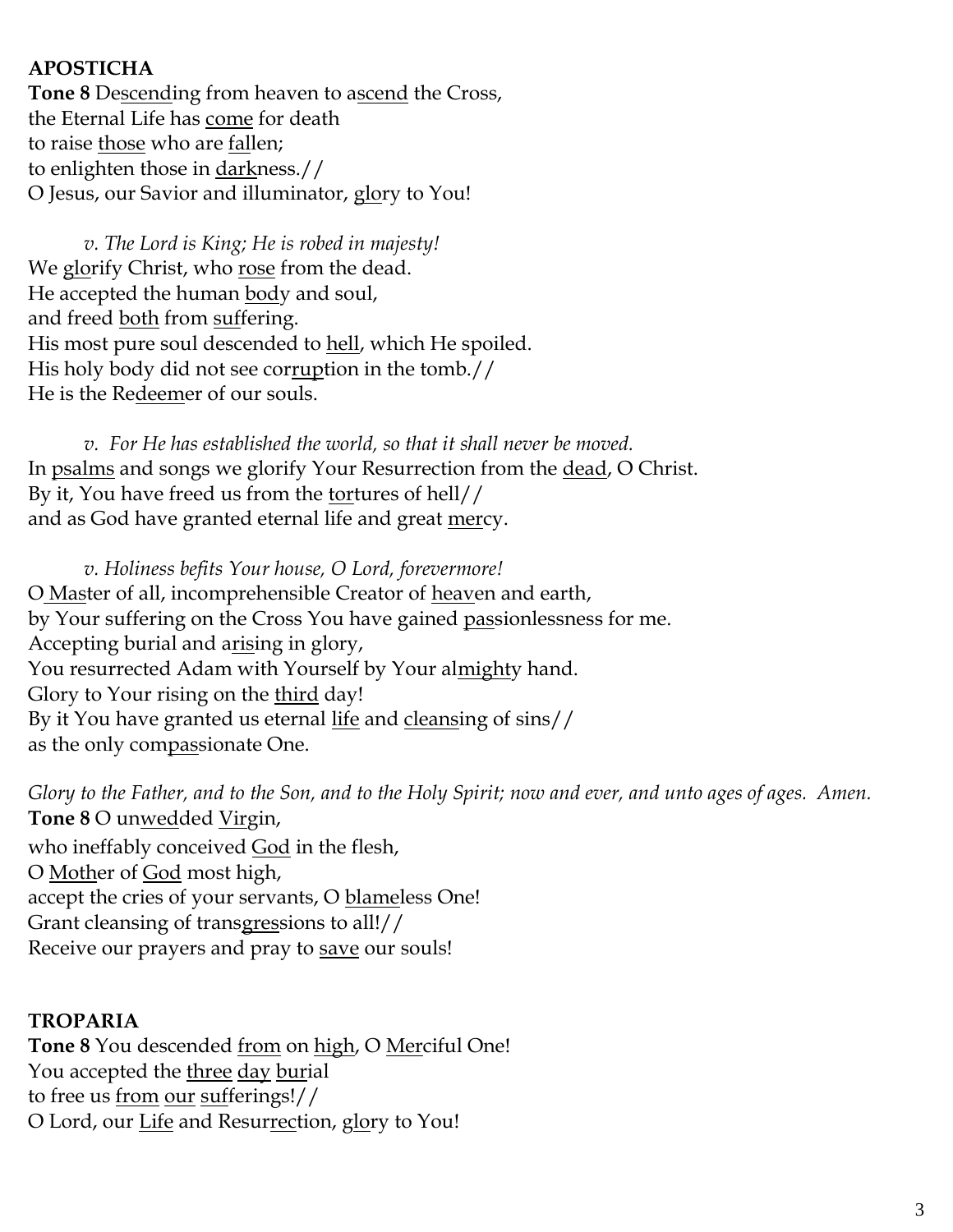**APOSTICHA**

**Tone 8** Descending from heaven to ascend the Cross,
the Eternal Life has come for death
to raise those who are fallen;
to enlighten those in darkness.//
O Jesus, our Savior and illuminator, glory to You!

*v. The Lord is King; He is robed in majesty!*
We glorify Christ, who rose from the dead.
He accepted the human body and soul,
and freed both from suffering.
His most pure soul descended to hell, which He spoiled.
His holy body did not see corruption in the tomb.//
He is the Redeemer of our souls.

*v. For He has established the world, so that it shall never be moved.*
In psalms and songs we glorify Your Resurrection from the dead, O Christ.
By it, You have freed us from the tortures of hell//
and as God have granted eternal life and great mercy.

*v. Holiness befits Your house, O Lord, forevermore!*
O Master of all, incomprehensible Creator of heaven and earth,
by Your suffering on the Cross You have gained passionlessness for me.
Accepting burial and arising in glory,
You resurrected Adam with Yourself by Your almighty hand.
Glory to Your rising on the third day!
By it You have granted us eternal life and cleansing of sins//
as the only compassionate One.

*Glory to the Father, and to the Son, and to the Holy Spirit; now and ever, and unto ages of ages. Amen.*
**Tone 8** O unwedded Virgin,
who ineffably conceived God in the flesh,
O Mother of God most high,
accept the cries of your servants, O blameless One!
Grant cleansing of transgressions to all!//
Receive our prayers and pray to save our souls!

**TROPARIA**

**Tone 8** You descended from on high, O Merciful One!
You accepted the three day burial
to free us from our sufferings!//
O Lord, our Life and Resurrection, glory to You!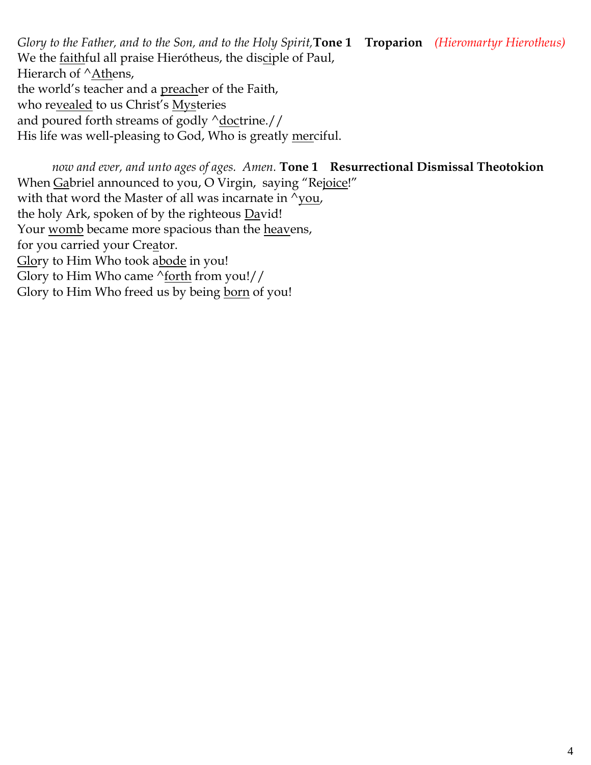*Glory to the Father, and to the Son, and to the Holy Spirit,* **Tone 1 Troparion** *(Hieromartyr Hierotheus)*
We the faithful all praise Hierótheus, the disciple of Paul,
Hierarch of ^Athens,
the world's teacher and a preacher of the Faith,
who revealed to us Christ's Mysteries
and poured forth streams of godly ^doctrine.//
His life was well-pleasing to God, Who is greatly merciful.

*now and ever, and unto ages of ages. Amen.* **Tone 1 Resurrectional Dismissal Theotokion**
When Gabriel announced to you, O Virgin, saying "Rejoice!"
with that word the Master of all was incarnate in ^you,
the holy Ark, spoken of by the righteous David!
Your womb became more spacious than the heavens,
for you carried your Creator.
Glory to Him Who took abode in you!
Glory to Him Who came ^forth from you!//
Glory to Him Who freed us by being born of you!